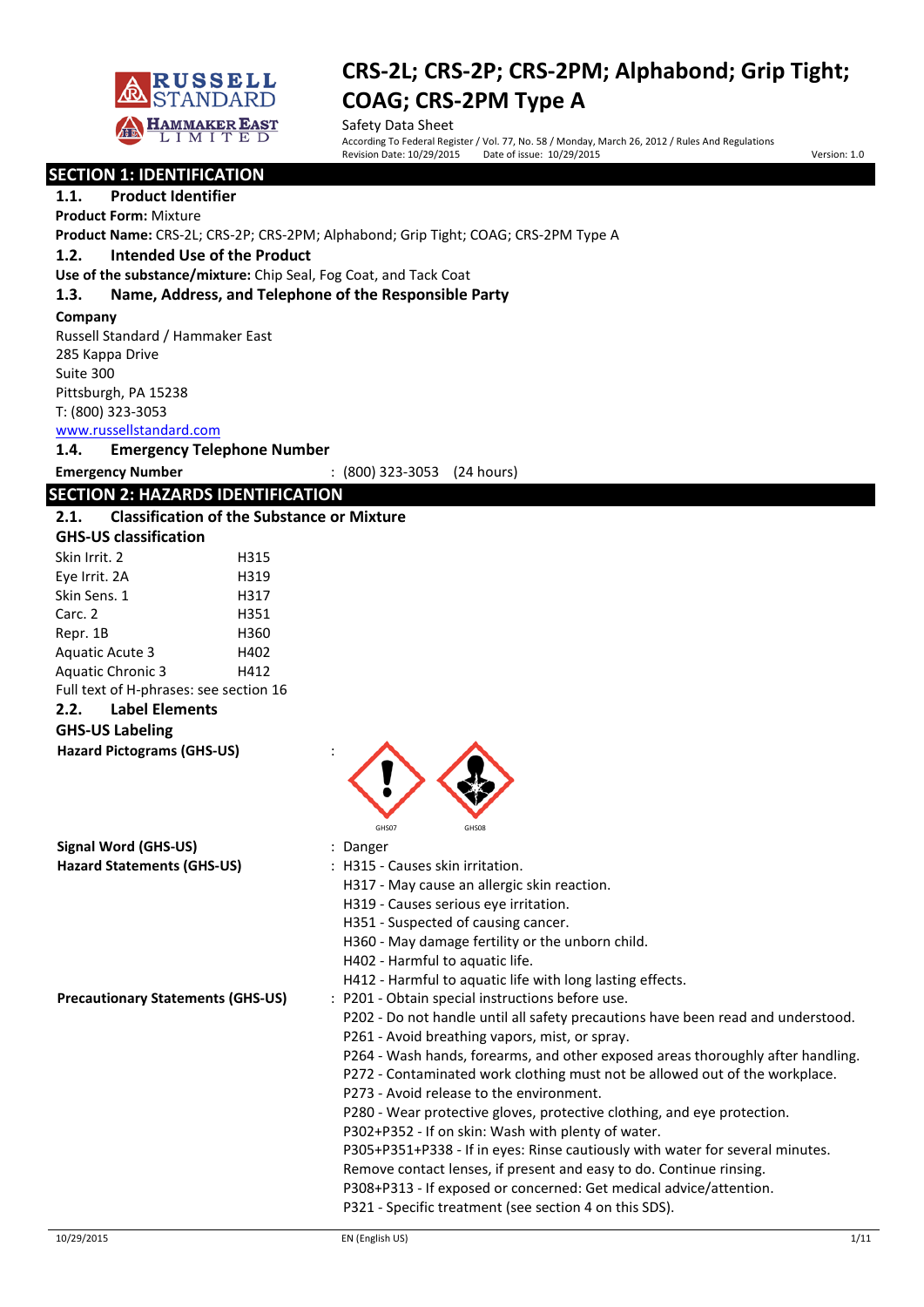# CRS-2L; CRS-2P; CRS-2PM; Alphabond; Grip Tight; COAG; CRS-2PM Type A

Safety Data Sheet

According To Federal Register / Vol. 77, No. 58 / Monday, March 26, 2012 / Rules And Regulations

Revision Date: 10/29/2015 Date of issue: 10/29/2015 Version: 1.0

## SECTION 1: IDENTIFICATION

### 1.1. Product Identifier

**Product Form:** Mixture

**Product Name:** CRS-2L; CRS-2P; CRS-2PM; Alphabond; Grip Tight; COAG; CRS-2PM Type A

### 1.2. Intended Use of the Product

**Use of the substance/mixture:** Chip Seal, Fog Coat, and Tack Coat

### 1.3. Name, Address, and Telephone of the Responsible Party

**Company**

Russell Standard / Hammaker East
285 Kappa Drive
Suite 300
Pittsburgh, PA 15238
T: (800) 323-3053
www.russellstandard.com

### 1.4. Emergency Telephone Number

**Emergency Number** : (800) 323-3053 (24 hours)

## SECTION 2: HAZARDS IDENTIFICATION

### 2.1. Classification of the Substance or Mixture

**GHS-US classification**

| | |
|---|---|
| Skin Irrit. 2 | H315 |
| Eye Irrit. 2A | H319 |
| Skin Sens. 1 | H317 |
| Carc. 2 | H351 |
| Repr. 1B | H360 |
| Aquatic Acute 3 | H402 |
| Aquatic Chronic 3 | H412 |

Full text of H-phrases: see section 16

### 2.2. Label Elements

**GHS-US Labeling**

**Hazard Pictograms (GHS-US)** :

GHS07 GHS08

**Signal Word (GHS-US)** : Danger

**Hazard Statements (GHS-US)** : H315 - Causes skin irritation.
H317 - May cause an allergic skin reaction.
H319 - Causes serious eye irritation.
H351 - Suspected of causing cancer.
H360 - May damage fertility or the unborn child.
H402 - Harmful to aquatic life.
H412 - Harmful to aquatic life with long lasting effects.

**Precautionary Statements (GHS-US)** : P201 - Obtain special instructions before use.
P202 - Do not handle until all safety precautions have been read and understood.
P261 - Avoid breathing vapors, mist, or spray.
P264 - Wash hands, forearms, and other exposed areas thoroughly after handling.
P272 - Contaminated work clothing must not be allowed out of the workplace.
P273 - Avoid release to the environment.
P280 - Wear protective gloves, protective clothing, and eye protection.
P302+P352 - If on skin: Wash with plenty of water.
P305+P351+P338 - If in eyes: Rinse cautiously with water for several minutes. Remove contact lenses, if present and easy to do. Continue rinsing.
P308+P313 - If exposed or concerned: Get medical advice/attention.
P321 - Specific treatment (see section 4 on this SDS).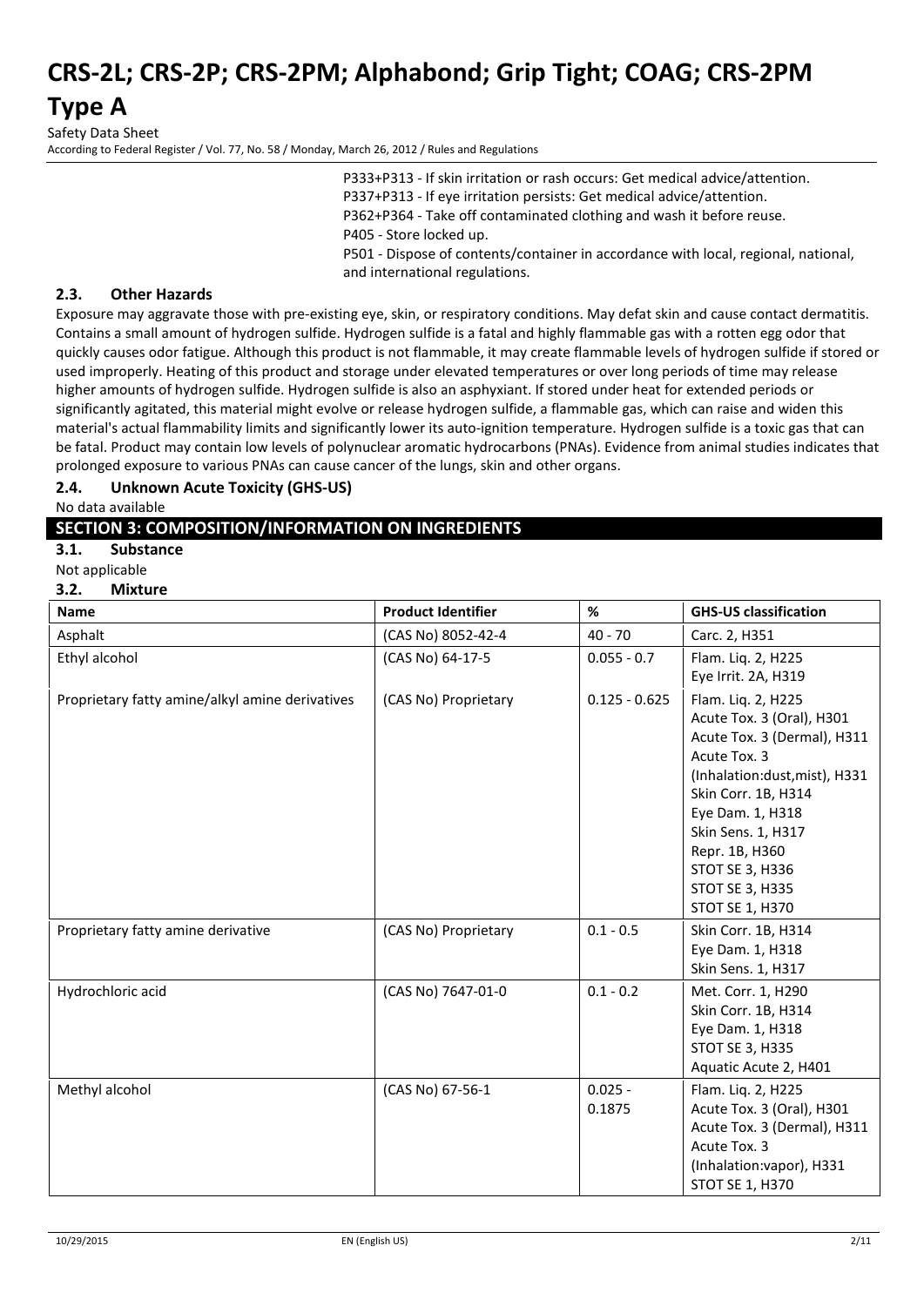P333+P313 - If skin irritation or rash occurs: Get medical advice/attention.
P337+P313 - If eye irritation persists: Get medical advice/attention.
P362+P364 - Take off contaminated clothing and wash it before reuse.
P405 - Store locked up.
P501 - Dispose of contents/container in accordance with local, regional, national, and international regulations.

### 2.3. Other Hazards

Exposure may aggravate those with pre-existing eye, skin, or respiratory conditions. May defat skin and cause contact dermatitis. Contains a small amount of hydrogen sulfide. Hydrogen sulfide is a fatal and highly flammable gas with a rotten egg odor that quickly causes odor fatigue. Although this product is not flammable, it may create flammable levels of hydrogen sulfide if stored or used improperly. Heating of this product and storage under elevated temperatures or over long periods of time may release higher amounts of hydrogen sulfide. Hydrogen sulfide is also an asphyxiant. If stored under heat for extended periods or significantly agitated, this material might evolve or release hydrogen sulfide, a flammable gas, which can raise and widen this material's actual flammability limits and significantly lower its auto-ignition temperature. Hydrogen sulfide is a toxic gas that can be fatal. Product may contain low levels of polynuclear aromatic hydrocarbons (PNAs). Evidence from animal studies indicates that prolonged exposure to various PNAs can cause cancer of the lungs, skin and other organs.

### 2.4. Unknown Acute Toxicity (GHS-US)

No data available

## SECTION 3: COMPOSITION/INFORMATION ON INGREDIENTS

### 3.1. Substance

Not applicable

### 3.2. Mixture

| Name | Product Identifier | % | GHS-US classification |
|---|---|---|---|
| Asphalt | (CAS No) 8052-42-4 | 40 - 70 | Carc. 2, H351 |
| Ethyl alcohol | (CAS No) 64-17-5 | 0.055 - 0.7 | Flam. Liq. 2, H225<br>Eye Irrit. 2A, H319 |
| Proprietary fatty amine/alkyl amine derivatives | (CAS No) Proprietary | 0.125 - 0.625 | Flam. Liq. 2, H225<br>Acute Tox. 3 (Oral), H301<br>Acute Tox. 3 (Dermal), H311<br>Acute Tox. 3 (Inhalation:dust,mist), H331<br>Skin Corr. 1B, H314<br>Eye Dam. 1, H318<br>Skin Sens. 1, H317<br>Repr. 1B, H360<br>STOT SE 3, H336<br>STOT SE 3, H335<br>STOT SE 1, H370 |
| Proprietary fatty amine derivative | (CAS No) Proprietary | 0.1 - 0.5 | Skin Corr. 1B, H314<br>Eye Dam. 1, H318<br>Skin Sens. 1, H317 |
| Hydrochloric acid | (CAS No) 7647-01-0 | 0.1 - 0.2 | Met. Corr. 1, H290<br>Skin Corr. 1B, H314<br>Eye Dam. 1, H318<br>STOT SE 3, H335<br>Aquatic Acute 2, H401 |
| Methyl alcohol | (CAS No) 67-56-1 | 0.025 - 0.1875 | Flam. Liq. 2, H225<br>Acute Tox. 3 (Oral), H301<br>Acute Tox. 3 (Dermal), H311<br>Acute Tox. 3 (Inhalation:vapor), H331<br>STOT SE 1, H370 |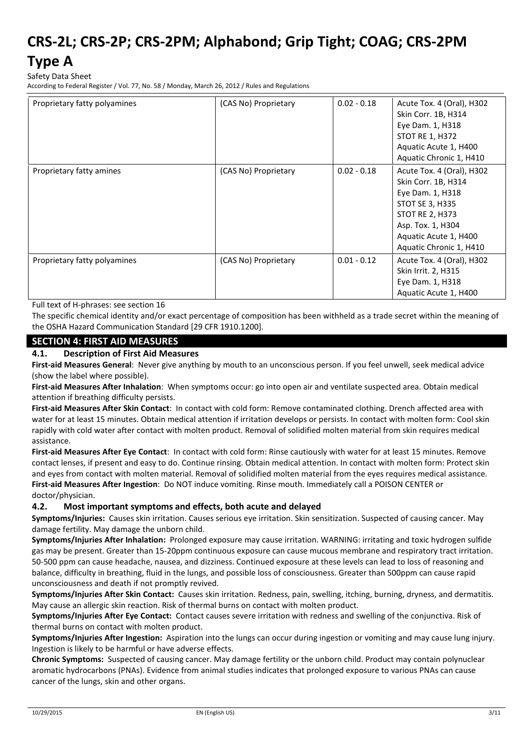| Proprietary fatty polyamines | (CAS No) Proprietary | 0.02 - 0.18 | Acute Tox. 4 (Oral), H302<br>Skin Corr. 1B, H314<br>Eye Dam. 1, H318<br>STOT RE 1, H372<br>Aquatic Acute 1, H400<br>Aquatic Chronic 1, H410 |
|---|---|---|---|
| Proprietary fatty amines | (CAS No) Proprietary | 0.02 - 0.18 | Acute Tox. 4 (Oral), H302<br>Skin Corr. 1B, H314<br>Eye Dam. 1, H318<br>STOT SE 3, H335<br>STOT RE 2, H373<br>Asp. Tox. 1, H304<br>Aquatic Acute 1, H400<br>Aquatic Chronic 1, H410 |
| Proprietary fatty polyamines | (CAS No) Proprietary | 0.01 - 0.12 | Acute Tox. 4 (Oral), H302<br>Skin Irrit. 2, H315<br>Eye Dam. 1, H318<br>Aquatic Acute 1, H400 |

Full text of H-phrases: see section 16

The specific chemical identity and/or exact percentage of composition has been withheld as a trade secret within the meaning of the OSHA Hazard Communication Standard [29 CFR 1910.1200].

## SECTION 4: FIRST AID MEASURES

### 4.1. Description of First Aid Measures

**First-aid Measures General**: Never give anything by mouth to an unconscious person. If you feel unwell, seek medical advice (show the label where possible).

**First-aid Measures After Inhalation**: When symptoms occur: go into open air and ventilate suspected area. Obtain medical attention if breathing difficulty persists.

**First-aid Measures After Skin Contact**: In contact with cold form: Remove contaminated clothing. Drench affected area with water for at least 15 minutes. Obtain medical attention if irritation develops or persists. In contact with molten form: Cool skin rapidly with cold water after contact with molten product. Removal of solidified molten material from skin requires medical assistance.

**First-aid Measures After Eye Contact**: In contact with cold form: Rinse cautiously with water for at least 15 minutes. Remove contact lenses, if present and easy to do. Continue rinsing. Obtain medical attention. In contact with molten form: Protect skin and eyes from contact with molten material. Removal of solidified molten material from the eyes requires medical assistance.

**First-aid Measures After Ingestion**: Do NOT induce vomiting. Rinse mouth. Immediately call a POISON CENTER or doctor/physician.

### 4.2. Most important symptoms and effects, both acute and delayed

**Symptoms/Injuries:** Causes skin irritation. Causes serious eye irritation. Skin sensitization. Suspected of causing cancer. May damage fertility. May damage the unborn child.

**Symptoms/Injuries After Inhalation:** Prolonged exposure may cause irritation. WARNING: irritating and toxic hydrogen sulfide gas may be present. Greater than 15-20ppm continuous exposure can cause mucous membrane and respiratory tract irritation. 50-500 ppm can cause headache, nausea, and dizziness. Continued exposure at these levels can lead to loss of reasoning and balance, difficulty in breathing, fluid in the lungs, and possible loss of consciousness. Greater than 500ppm can cause rapid unconsciousness and death if not promptly revived.

**Symptoms/Injuries After Skin Contact:** Causes skin irritation. Redness, pain, swelling, itching, burning, dryness, and dermatitis. May cause an allergic skin reaction. Risk of thermal burns on contact with molten product.

**Symptoms/Injuries After Eye Contact:** Contact causes severe irritation with redness and swelling of the conjunctiva. Risk of thermal burns on contact with molten product.

**Symptoms/Injuries After Ingestion:** Aspiration into the lungs can occur during ingestion or vomiting and may cause lung injury. Ingestion is likely to be harmful or have adverse effects.

**Chronic Symptoms:** Suspected of causing cancer. May damage fertility or the unborn child. Product may contain polynuclear aromatic hydrocarbons (PNAs). Evidence from animal studies indicates that prolonged exposure to various PNAs can cause cancer of the lungs, skin and other organs.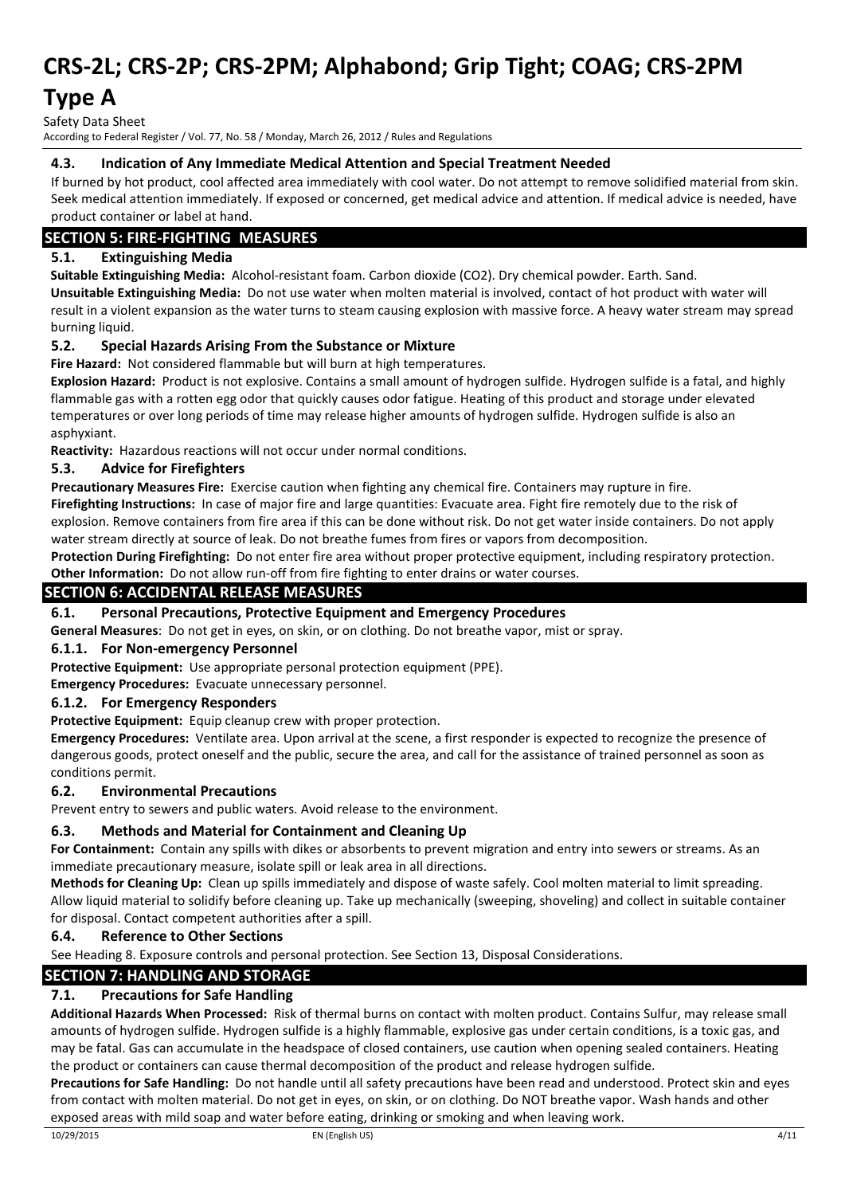### 4.3. Indication of Any Immediate Medical Attention and Special Treatment Needed

If burned by hot product, cool affected area immediately with cool water. Do not attempt to remove solidified material from skin. Seek medical attention immediately. If exposed or concerned, get medical advice and attention. If medical advice is needed, have product container or label at hand.

## SECTION 5: FIRE-FIGHTING MEASURES

### 5.1. Extinguishing Media

**Suitable Extinguishing Media:** Alcohol-resistant foam. Carbon dioxide ($CO_2$). Dry chemical powder. Earth. Sand.

**Unsuitable Extinguishing Media:** Do not use water when molten material is involved, contact of hot product with water will result in a violent expansion as the water turns to steam causing explosion with massive force. A heavy water stream may spread burning liquid.

### 5.2. Special Hazards Arising From the Substance or Mixture

**Fire Hazard:** Not considered flammable but will burn at high temperatures.

**Explosion Hazard:** Product is not explosive. Contains a small amount of hydrogen sulfide. Hydrogen sulfide is a fatal, and highly flammable gas with a rotten egg odor that quickly causes odor fatigue. Heating of this product and storage under elevated temperatures or over long periods of time may release higher amounts of hydrogen sulfide. Hydrogen sulfide is also an asphyxiant.

**Reactivity:** Hazardous reactions will not occur under normal conditions.

### 5.3. Advice for Firefighters

**Precautionary Measures Fire:** Exercise caution when fighting any chemical fire. Containers may rupture in fire.

**Firefighting Instructions:** In case of major fire and large quantities: Evacuate area. Fight fire remotely due to the risk of explosion. Remove containers from fire area if this can be done without risk. Do not get water inside containers. Do not apply water stream directly at source of leak. Do not breathe fumes from fires or vapors from decomposition.

**Protection During Firefighting:** Do not enter fire area without proper protective equipment, including respiratory protection.

**Other Information:** Do not allow run-off from fire fighting to enter drains or water courses.

## SECTION 6: ACCIDENTAL RELEASE MEASURES

### 6.1. Personal Precautions, Protective Equipment and Emergency Procedures

**General Measures**: Do not get in eyes, on skin, or on clothing. Do not breathe vapor, mist or spray.

#### 6.1.1. For Non-emergency Personnel

**Protective Equipment:** Use appropriate personal protection equipment (PPE).

**Emergency Procedures:** Evacuate unnecessary personnel.

#### 6.1.2. For Emergency Responders

**Protective Equipment:** Equip cleanup crew with proper protection.

**Emergency Procedures:** Ventilate area. Upon arrival at the scene, a first responder is expected to recognize the presence of dangerous goods, protect oneself and the public, secure the area, and call for the assistance of trained personnel as soon as conditions permit.

### 6.2. Environmental Precautions

Prevent entry to sewers and public waters. Avoid release to the environment.

### 6.3. Methods and Material for Containment and Cleaning Up

**For Containment:** Contain any spills with dikes or absorbents to prevent migration and entry into sewers or streams. As an immediate precautionary measure, isolate spill or leak area in all directions.

**Methods for Cleaning Up:** Clean up spills immediately and dispose of waste safely. Cool molten material to limit spreading. Allow liquid material to solidify before cleaning up. Take up mechanically (sweeping, shoveling) and collect in suitable container for disposal. Contact competent authorities after a spill.

### 6.4. Reference to Other Sections

See Heading 8. Exposure controls and personal protection. See Section 13, Disposal Considerations.

## SECTION 7: HANDLING AND STORAGE

### 7.1. Precautions for Safe Handling

**Additional Hazards When Processed:** Risk of thermal burns on contact with molten product. Contains Sulfur, may release small amounts of hydrogen sulfide. Hydrogen sulfide is a highly flammable, explosive gas under certain conditions, is a toxic gas, and may be fatal. Gas can accumulate in the headspace of closed containers, use caution when opening sealed containers. Heating the product or containers can cause thermal decomposition of the product and release hydrogen sulfide.

**Precautions for Safe Handling:** Do not handle until all safety precautions have been read and understood. Protect skin and eyes from contact with molten material. Do not get in eyes, on skin, or on clothing. Do NOT breathe vapor. Wash hands and other exposed areas with mild soap and water before eating, drinking or smoking and when leaving work.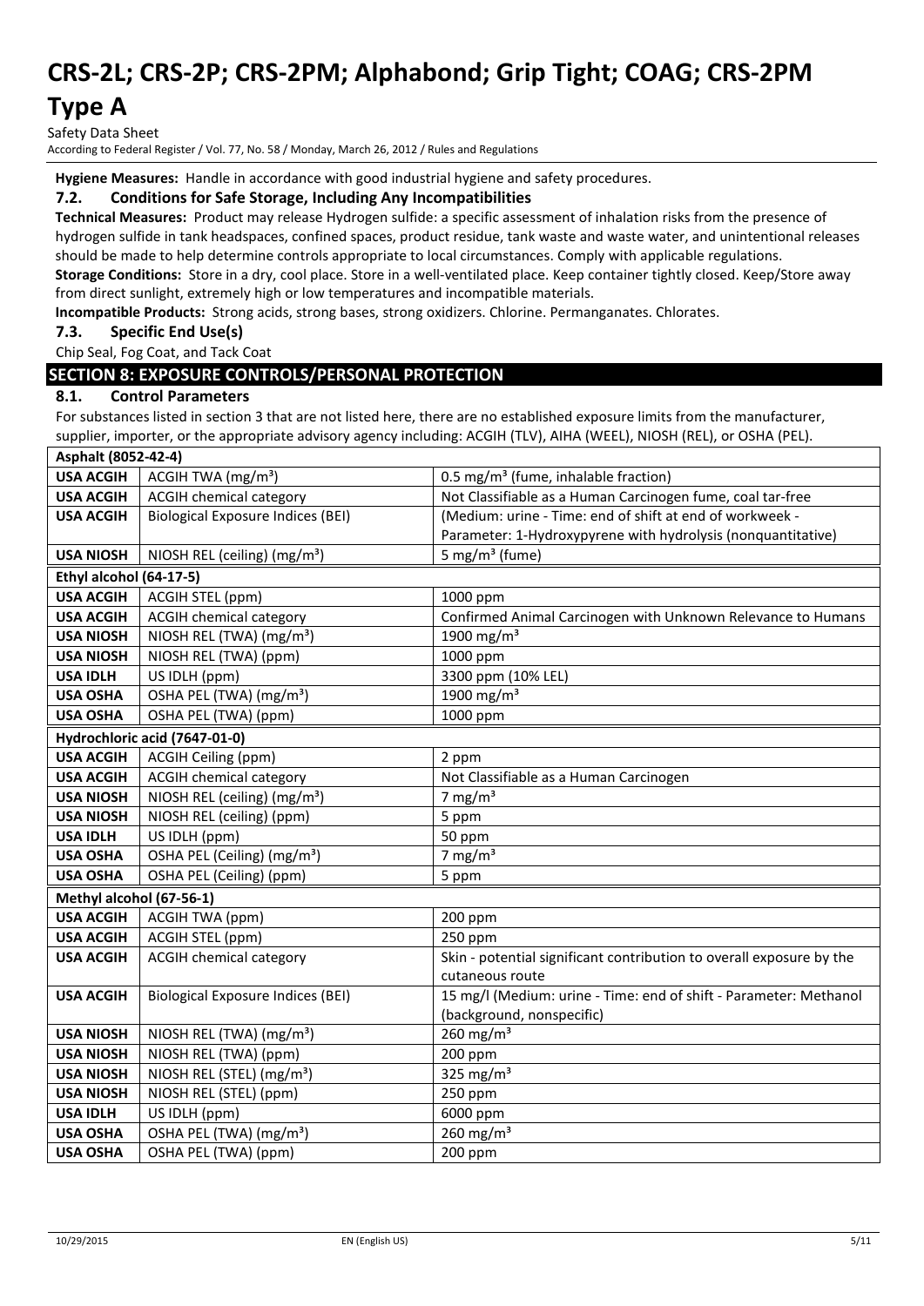**Hygiene Measures:** Handle in accordance with good industrial hygiene and safety procedures.

### 7.2. Conditions for Safe Storage, Including Any Incompatibilities

**Technical Measures:** Product may release Hydrogen sulfide: a specific assessment of inhalation risks from the presence of hydrogen sulfide in tank headspaces, confined spaces, product residue, tank waste and waste water, and unintentional releases should be made to help determine controls appropriate to local circumstances. Comply with applicable regulations.

**Storage Conditions:** Store in a dry, cool place. Store in a well-ventilated place. Keep container tightly closed. Keep/Store away from direct sunlight, extremely high or low temperatures and incompatible materials.

**Incompatible Products:** Strong acids, strong bases, strong oxidizers. Chlorine. Permanganates. Chlorates.

### 7.3. Specific End Use(s)

Chip Seal, Fog Coat, and Tack Coat

## SECTION 8: EXPOSURE CONTROLS/PERSONAL PROTECTION

### 8.1. Control Parameters

For substances listed in section 3 that are not listed here, there are no established exposure limits from the manufacturer, supplier, importer, or the appropriate advisory agency including: ACGIH (TLV), AIHA (WEEL), NIOSH (REL), or OSHA (PEL).

| **Asphalt (8052-42-4)** | | |
|---|---|---|
| **USA ACGIH** | ACGIH TWA (mg/m³) | 0.5 mg/m³ (fume, inhalable fraction) |
| **USA ACGIH** | ACGIH chemical category | Not Classifiable as a Human Carcinogen fume, coal tar-free |
| **USA ACGIH** | Biological Exposure Indices (BEI) | (Medium: urine - Time: end of shift at end of workweek - Parameter: 1-Hydroxypyrene with hydrolysis (nonquantitative) |
| **USA NIOSH** | NIOSH REL (ceiling) (mg/m³) | 5 mg/m³ (fume) |
| **Ethyl alcohol (64-17-5)** | | |
| **USA ACGIH** | ACGIH STEL (ppm) | 1000 ppm |
| **USA ACGIH** | ACGIH chemical category | Confirmed Animal Carcinogen with Unknown Relevance to Humans |
| **USA NIOSH** | NIOSH REL (TWA) (mg/m³) | 1900 mg/m³ |
| **USA NIOSH** | NIOSH REL (TWA) (ppm) | 1000 ppm |
| **USA IDLH** | US IDLH (ppm) | 3300 ppm (10% LEL) |
| **USA OSHA** | OSHA PEL (TWA) (mg/m³) | 1900 mg/m³ |
| **USA OSHA** | OSHA PEL (TWA) (ppm) | 1000 ppm |
| **Hydrochloric acid (7647-01-0)** | | |
| **USA ACGIH** | ACGIH Ceiling (ppm) | 2 ppm |
| **USA ACGIH** | ACGIH chemical category | Not Classifiable as a Human Carcinogen |
| **USA NIOSH** | NIOSH REL (ceiling) (mg/m³) | 7 mg/m³ |
| **USA NIOSH** | NIOSH REL (ceiling) (ppm) | 5 ppm |
| **USA IDLH** | US IDLH (ppm) | 50 ppm |
| **USA OSHA** | OSHA PEL (Ceiling) (mg/m³) | 7 mg/m³ |
| **USA OSHA** | OSHA PEL (Ceiling) (ppm) | 5 ppm |
| **Methyl alcohol (67-56-1)** | | |
| **USA ACGIH** | ACGIH TWA (ppm) | 200 ppm |
| **USA ACGIH** | ACGIH STEL (ppm) | 250 ppm |
| **USA ACGIH** | ACGIH chemical category | Skin - potential significant contribution to overall exposure by the cutaneous route |
| **USA ACGIH** | Biological Exposure Indices (BEI) | 15 mg/l (Medium: urine - Time: end of shift - Parameter: Methanol (background, nonspecific) |
| **USA NIOSH** | NIOSH REL (TWA) (mg/m³) | 260 mg/m³ |
| **USA NIOSH** | NIOSH REL (TWA) (ppm) | 200 ppm |
| **USA NIOSH** | NIOSH REL (STEL) (mg/m³) | 325 mg/m³ |
| **USA NIOSH** | NIOSH REL (STEL) (ppm) | 250 ppm |
| **USA IDLH** | US IDLH (ppm) | 6000 ppm |
| **USA OSHA** | OSHA PEL (TWA) (mg/m³) | 260 mg/m³ |
| **USA OSHA** | OSHA PEL (TWA) (ppm) | 200 ppm |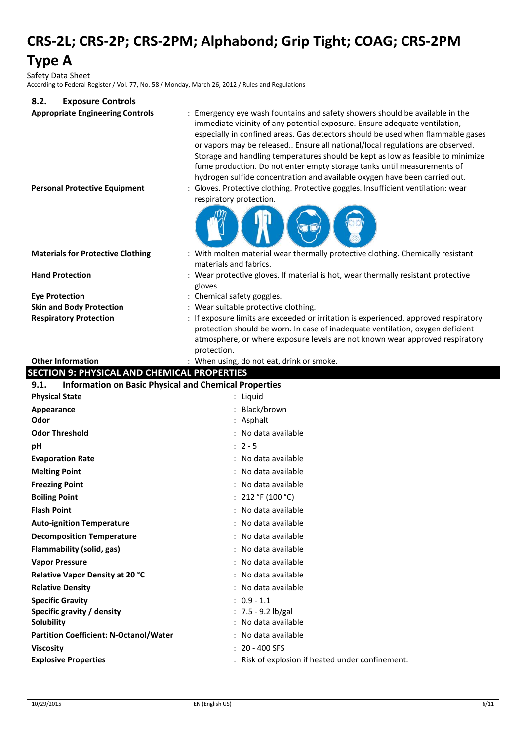### 8.2. Exposure Controls

**Appropriate Engineering Controls** : Emergency eye wash fountains and safety showers should be available in the immediate vicinity of any potential exposure. Ensure adequate ventilation, especially in confined areas. Gas detectors should be used when flammable gases or vapors may be released.. Ensure all national/local regulations are observed. Storage and handling temperatures should be kept as low as feasible to minimize fume production. Do not enter empty storage tanks until measurements of hydrogen sulfide concentration and available oxygen have been carried out.

**Personal Protective Equipment** : Gloves. Protective clothing. Protective goggles. Insufficient ventilation: wear respiratory protection.

**Materials for Protective Clothing** : With molten material wear thermally protective clothing. Chemically resistant materials and fabrics.

**Hand Protection** : Wear protective gloves. If material is hot, wear thermally resistant protective gloves.

**Eye Protection** : Chemical safety goggles.

**Skin and Body Protection** : Wear suitable protective clothing.

**Respiratory Protection** : If exposure limits are exceeded or irritation is experienced, approved respiratory protection should be worn. In case of inadequate ventilation, oxygen deficient atmosphere, or where exposure levels are not known wear approved respiratory protection.

**Other Information** : When using, do not eat, drink or smoke.

## SECTION 9: PHYSICAL AND CHEMICAL PROPERTIES

### 9.1. Information on Basic Physical and Chemical Properties

| Property | Value |
|---|---|
| **Physical State** | Liquid |
| **Appearance** | Black/brown |
| **Odor** | Asphalt |
| **Odor Threshold** | No data available |
| **pH** | 2 - 5 |
| **Evaporation Rate** | No data available |
| **Melting Point** | No data available |
| **Freezing Point** | No data available |
| **Boiling Point** | 212 °F (100 °C) |
| **Flash Point** | No data available |
| **Auto-ignition Temperature** | No data available |
| **Decomposition Temperature** | No data available |
| **Flammability (solid, gas)** | No data available |
| **Vapor Pressure** | No data available |
| **Relative Vapor Density at 20 °C** | No data available |
| **Relative Density** | No data available |
| **Specific Gravity** | 0.9 - 1.1 |
| **Specific gravity / density** | 7.5 - 9.2 lb/gal |
| **Solubility** | No data available |
| **Partition Coefficient: N-Octanol/Water** | No data available |
| **Viscosity** | 20 - 400 SFS |
| **Explosive Properties** | Risk of explosion if heated under confinement. |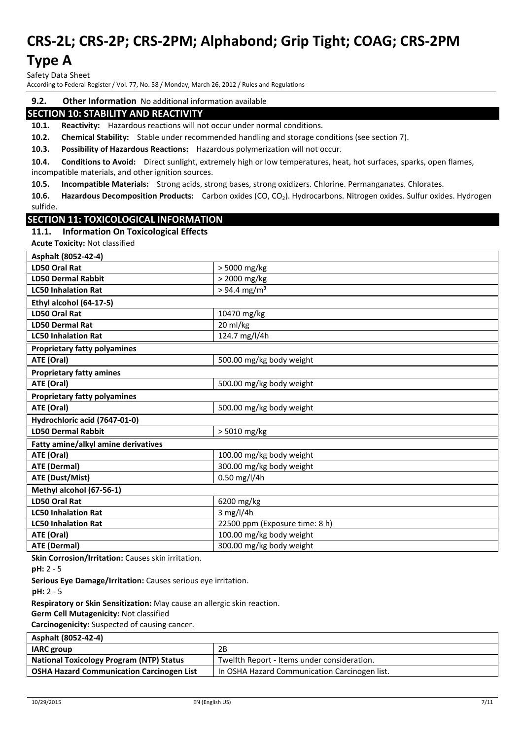### 9.2. Other Information

No additional information available

## SECTION 10: STABILITY AND REACTIVITY

**10.1. Reactivity:** Hazardous reactions will not occur under normal conditions.

**10.2. Chemical Stability:** Stable under recommended handling and storage conditions (see section 7).

**10.3. Possibility of Hazardous Reactions:** Hazardous polymerization will not occur.

**10.4. Conditions to Avoid:** Direct sunlight, extremely high or low temperatures, heat, hot surfaces, sparks, open flames, incompatible materials, and other ignition sources.

**10.5. Incompatible Materials:** Strong acids, strong bases, strong oxidizers. Chlorine. Permanganates. Chlorates.

**10.6. Hazardous Decomposition Products:** Carbon oxides (CO, $CO_2$). Hydrocarbons. Nitrogen oxides. Sulfur oxides. Hydrogen sulfide.

## SECTION 11: TOXICOLOGICAL INFORMATION

### 11.1. Information On Toxicological Effects

**Acute Toxicity:** Not classified

| Asphalt (8052-42-4) | |
|---|---|
| **LD50 Oral Rat** | > 5000 mg/kg |
| **LD50 Dermal Rabbit** | > 2000 mg/kg |
| **LC50 Inhalation Rat** | > 94.4 mg/m³ |
| **Ethyl alcohol (64-17-5)** | |
| **LD50 Oral Rat** | 10470 mg/kg |
| **LD50 Dermal Rat** | 20 ml/kg |
| **LC50 Inhalation Rat** | 124.7 mg/l/4h |
| **Proprietary fatty polyamines** | |
| **ATE (Oral)** | 500.00 mg/kg body weight |
| **Proprietary fatty amines** | |
| **ATE (Oral)** | 500.00 mg/kg body weight |
| **Proprietary fatty polyamines** | |
| **ATE (Oral)** | 500.00 mg/kg body weight |
| **Hydrochloric acid (7647-01-0)** | |
| **LD50 Dermal Rabbit** | > 5010 mg/kg |
| **Fatty amine/alkyl amine derivatives** | |
| **ATE (Oral)** | 100.00 mg/kg body weight |
| **ATE (Dermal)** | 300.00 mg/kg body weight |
| **ATE (Dust/Mist)** | 0.50 mg/l/4h |
| **Methyl alcohol (67-56-1)** | |
| **LD50 Oral Rat** | 6200 mg/kg |
| **LC50 Inhalation Rat** | 3 mg/l/4h |
| **LC50 Inhalation Rat** | 22500 ppm (Exposure time: 8 h) |
| **ATE (Oral)** | 100.00 mg/kg body weight |
| **ATE (Dermal)** | 300.00 mg/kg body weight |

**Skin Corrosion/Irritation:** Causes skin irritation.

**pH:** 2 - 5

**Serious Eye Damage/Irritation:** Causes serious eye irritation.

**pH:** 2 - 5

**Respiratory or Skin Sensitization:** May cause an allergic skin reaction.

**Germ Cell Mutagenicity:** Not classified

**Carcinogenicity:** Suspected of causing cancer.

| Asphalt (8052-42-4) | |
|---|---|
| **IARC group** | 2B |
| **National Toxicology Program (NTP) Status** | Twelfth Report - Items under consideration. |
| **OSHA Hazard Communication Carcinogen List** | In OSHA Hazard Communication Carcinogen list. |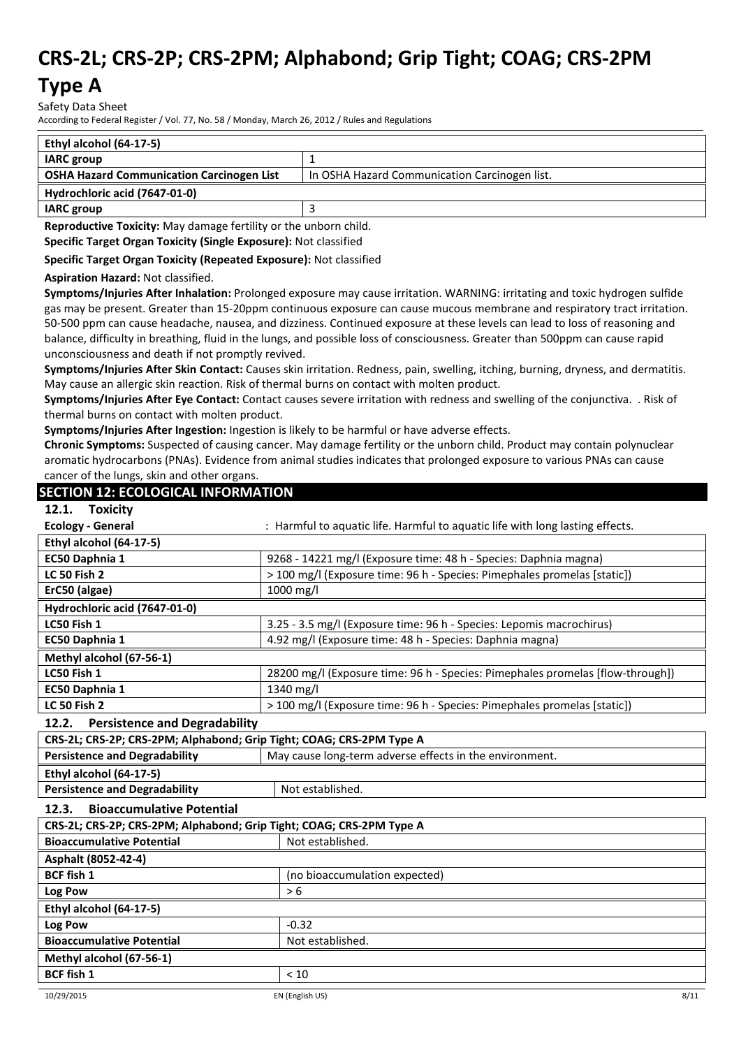| Ethyl alcohol (64-17-5) | |
|---|---|
| **IARC group** | 1 |
| **OSHA Hazard Communication Carcinogen List** | In OSHA Hazard Communication Carcinogen list. |
| **Hydrochloric acid (7647-01-0)** | |
| **IARC group** | 3 |

**Reproductive Toxicity:** May damage fertility or the unborn child.

**Specific Target Organ Toxicity (Single Exposure):** Not classified

**Specific Target Organ Toxicity (Repeated Exposure):** Not classified

**Aspiration Hazard:** Not classified.

**Symptoms/Injuries After Inhalation:** Prolonged exposure may cause irritation. WARNING: irritating and toxic hydrogen sulfide gas may be present. Greater than 15-20ppm continuous exposure can cause mucous membrane and respiratory tract irritation. 50-500 ppm can cause headache, nausea, and dizziness. Continued exposure at these levels can lead to loss of reasoning and balance, difficulty in breathing, fluid in the lungs, and possible loss of consciousness. Greater than 500ppm can cause rapid unconsciousness and death if not promptly revived.

**Symptoms/Injuries After Skin Contact:** Causes skin irritation. Redness, pain, swelling, itching, burning, dryness, and dermatitis. May cause an allergic skin reaction. Risk of thermal burns on contact with molten product.

**Symptoms/Injuries After Eye Contact:** Contact causes severe irritation with redness and swelling of the conjunctiva. . Risk of thermal burns on contact with molten product.

**Symptoms/Injuries After Ingestion:** Ingestion is likely to be harmful or have adverse effects.

**Chronic Symptoms:** Suspected of causing cancer. May damage fertility or the unborn child. Product may contain polynuclear aromatic hydrocarbons (PNAs). Evidence from animal studies indicates that prolonged exposure to various PNAs can cause cancer of the lungs, skin and other organs.

## SECTION 12: ECOLOGICAL INFORMATION

### 12.1. Toxicity

**Ecology - General** : Harmful to aquatic life. Harmful to aquatic life with long lasting effects.

| Ethyl alcohol (64-17-5) | |
|---|---|
| **EC50 Daphnia 1** | 9268 - 14221 mg/l (Exposure time: 48 h - Species: Daphnia magna) |
| **LC 50 Fish 2** | > 100 mg/l (Exposure time: 96 h - Species: Pimephales promelas [static]) |
| **ErC50 (algae)** | 1000 mg/l |
| **Hydrochloric acid (7647-01-0)** | |
| **LC50 Fish 1** | 3.25 - 3.5 mg/l (Exposure time: 96 h - Species: Lepomis macrochirus) |
| **EC50 Daphnia 1** | 4.92 mg/l (Exposure time: 48 h - Species: Daphnia magna) |
| **Methyl alcohol (67-56-1)** | |
| **LC50 Fish 1** | 28200 mg/l (Exposure time: 96 h - Species: Pimephales promelas [flow-through]) |
| **EC50 Daphnia 1** | 1340 mg/l |
| **LC 50 Fish 2** | > 100 mg/l (Exposure time: 96 h - Species: Pimephales promelas [static]) |

### 12.2. Persistence and Degradability

| CRS-2L; CRS-2P; CRS-2PM; Alphabond; Grip Tight; COAG; CRS-2PM Type A | |
|---|---|
| **Persistence and Degradability** | May cause long-term adverse effects in the environment. |
| **Ethyl alcohol (64-17-5)** | |
| **Persistence and Degradability** | Not established. |

### 12.3. Bioaccumulative Potential

| CRS-2L; CRS-2P; CRS-2PM; Alphabond; Grip Tight; COAG; CRS-2PM Type A | |
|---|---|
| **Bioaccumulative Potential** | Not established. |
| **Asphalt (8052-42-4)** | |
| **BCF fish 1** | (no bioaccumulation expected) |
| **Log Pow** | > 6 |
| **Ethyl alcohol (64-17-5)** | |
| **Log Pow** | -0.32 |
| **Bioaccumulative Potential** | Not established. |
| **Methyl alcohol (67-56-1)** | |
| **BCF fish 1** | < 10 |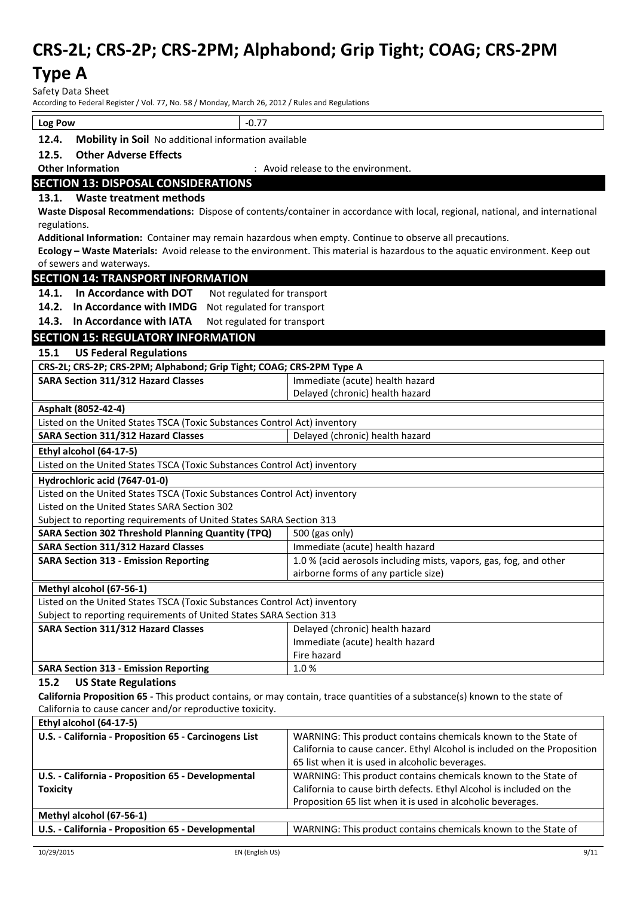| Log Pow | -0.77 |
|---|---|

**12.4. Mobility in Soil** No additional information available

**12.5. Other Adverse Effects**

**Other Information** : Avoid release to the environment.

## SECTION 13: DISPOSAL CONSIDERATIONS

### 13.1. Waste treatment methods

**Waste Disposal Recommendations:** Dispose of contents/container in accordance with local, regional, national, and international regulations.

**Additional Information:** Container may remain hazardous when empty. Continue to observe all precautions.

**Ecology – Waste Materials:** Avoid release to the environment. This material is hazardous to the aquatic environment. Keep out of sewers and waterways.

## SECTION 14: TRANSPORT INFORMATION

**14.1. In Accordance with DOT** Not regulated for transport

**14.2. In Accordance with IMDG** Not regulated for transport

**14.3. In Accordance with IATA** Not regulated for transport

## SECTION 15: REGULATORY INFORMATION

### 15.1 US Federal Regulations

| CRS-2L; CRS-2P; CRS-2PM; Alphabond; Grip Tight; COAG; CRS-2PM Type A | |
|---|---|
| **SARA Section 311/312 Hazard Classes** | Immediate (acute) health hazard<br>Delayed (chronic) health hazard |

| Asphalt (8052-42-4) | |
|---|---|
| Listed on the United States TSCA (Toxic Substances Control Act) inventory | |
| **SARA Section 311/312 Hazard Classes** | Delayed (chronic) health hazard |

| Ethyl alcohol (64-17-5) |
|---|
| Listed on the United States TSCA (Toxic Substances Control Act) inventory |

| Hydrochloric acid (7647-01-0) | |
|---|---|
| Listed on the United States TSCA (Toxic Substances Control Act) inventory<br>Listed on the United States SARA Section 302<br>Subject to reporting requirements of United States SARA Section 313 | |
| **SARA Section 302 Threshold Planning Quantity (TPQ)** | 500 (gas only) |
| **SARA Section 311/312 Hazard Classes** | Immediate (acute) health hazard |
| **SARA Section 313 - Emission Reporting** | 1.0 % (acid aerosols including mists, vapors, gas, fog, and other airborne forms of any particle size) |

| Methyl alcohol (67-56-1) | |
|---|---|
| Listed on the United States TSCA (Toxic Substances Control Act) inventory<br>Subject to reporting requirements of United States SARA Section 313 | |
| **SARA Section 311/312 Hazard Classes** | Delayed (chronic) health hazard<br>Immediate (acute) health hazard<br>Fire hazard |
| **SARA Section 313 - Emission Reporting** | 1.0 % |

### 15.2 US State Regulations

**California Proposition 65 -** This product contains, or may contain, trace quantities of a substance(s) known to the state of California to cause cancer and/or reproductive toxicity.

| Ethyl alcohol (64-17-5) | |
|---|---|
| **U.S. - California - Proposition 65 - Carcinogens List** | WARNING: This product contains chemicals known to the State of California to cause cancer. Ethyl Alcohol is included on the Proposition 65 list when it is used in alcoholic beverages. |
| **U.S. - California - Proposition 65 - Developmental Toxicity** | WARNING: This product contains chemicals known to the State of California to cause birth defects. Ethyl Alcohol is included on the Proposition 65 list when it is used in alcoholic beverages. |

| Methyl alcohol (67-56-1) | |
|---|---|
| **U.S. - California - Proposition 65 - Developmental** | WARNING: This product contains chemicals known to the State of |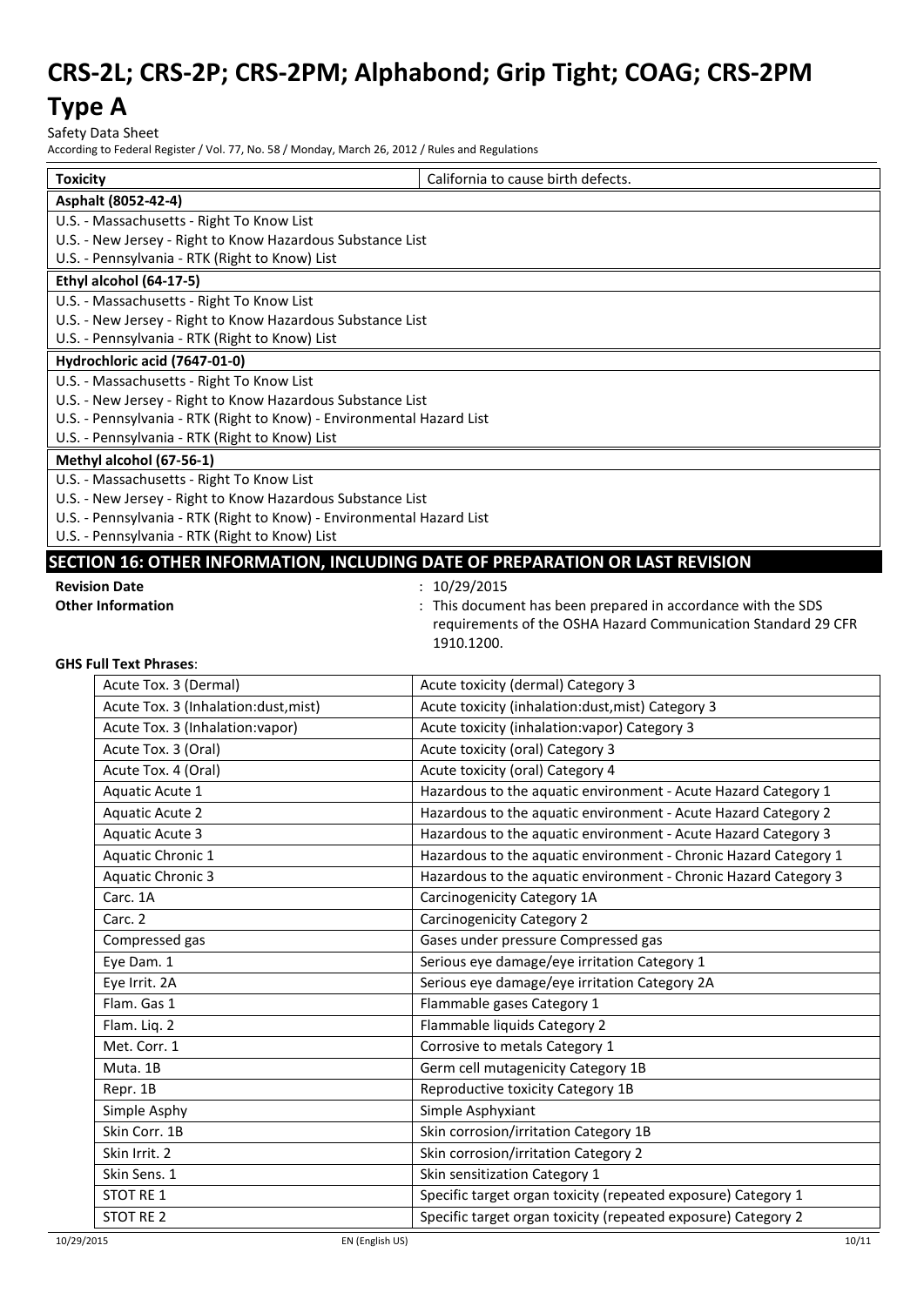| Toxicity | California to cause birth defects. |
|---|---|
| **Asphalt (8052-42-4)** | |
| U.S. - Massachusetts - Right To Know List | |
| U.S. - New Jersey - Right to Know Hazardous Substance List | |
| U.S. - Pennsylvania - RTK (Right to Know) List | |
| **Ethyl alcohol (64-17-5)** | |
| U.S. - Massachusetts - Right To Know List | |
| U.S. - New Jersey - Right to Know Hazardous Substance List | |
| U.S. - Pennsylvania - RTK (Right to Know) List | |
| **Hydrochloric acid (7647-01-0)** | |
| U.S. - Massachusetts - Right To Know List | |
| U.S. - New Jersey - Right to Know Hazardous Substance List | |
| U.S. - Pennsylvania - RTK (Right to Know) - Environmental Hazard List | |
| U.S. - Pennsylvania - RTK (Right to Know) List | |
| **Methyl alcohol (67-56-1)** | |
| U.S. - Massachusetts - Right To Know List | |
| U.S. - New Jersey - Right to Know Hazardous Substance List | |
| U.S. - Pennsylvania - RTK (Right to Know) - Environmental Hazard List | |
| U.S. - Pennsylvania - RTK (Right to Know) List | |

## SECTION 16: OTHER INFORMATION, INCLUDING DATE OF PREPARATION OR LAST REVISION

**Revision Date** : 10/29/2015

**Other Information** : This document has been prepared in accordance with the SDS requirements of the OSHA Hazard Communication Standard 29 CFR 1910.1200.

**GHS Full Text Phrases**:

| | |
|---|---|
| Acute Tox. 3 (Dermal) | Acute toxicity (dermal) Category 3 |
| Acute Tox. 3 (Inhalation:dust,mist) | Acute toxicity (inhalation:dust,mist) Category 3 |
| Acute Tox. 3 (Inhalation:vapor) | Acute toxicity (inhalation:vapor) Category 3 |
| Acute Tox. 3 (Oral) | Acute toxicity (oral) Category 3 |
| Acute Tox. 4 (Oral) | Acute toxicity (oral) Category 4 |
| Aquatic Acute 1 | Hazardous to the aquatic environment - Acute Hazard Category 1 |
| Aquatic Acute 2 | Hazardous to the aquatic environment - Acute Hazard Category 2 |
| Aquatic Acute 3 | Hazardous to the aquatic environment - Acute Hazard Category 3 |
| Aquatic Chronic 1 | Hazardous to the aquatic environment - Chronic Hazard Category 1 |
| Aquatic Chronic 3 | Hazardous to the aquatic environment - Chronic Hazard Category 3 |
| Carc. 1A | Carcinogenicity Category 1A |
| Carc. 2 | Carcinogenicity Category 2 |
| Compressed gas | Gases under pressure Compressed gas |
| Eye Dam. 1 | Serious eye damage/eye irritation Category 1 |
| Eye Irrit. 2A | Serious eye damage/eye irritation Category 2A |
| Flam. Gas 1 | Flammable gases Category 1 |
| Flam. Liq. 2 | Flammable liquids Category 2 |
| Met. Corr. 1 | Corrosive to metals Category 1 |
| Muta. 1B | Germ cell mutagenicity Category 1B |
| Repr. 1B | Reproductive toxicity Category 1B |
| Simple Asphy | Simple Asphyxiant |
| Skin Corr. 1B | Skin corrosion/irritation Category 1B |
| Skin Irrit. 2 | Skin corrosion/irritation Category 2 |
| Skin Sens. 1 | Skin sensitization Category 1 |
| STOT RE 1 | Specific target organ toxicity (repeated exposure) Category 1 |
| STOT RE 2 | Specific target organ toxicity (repeated exposure) Category 2 |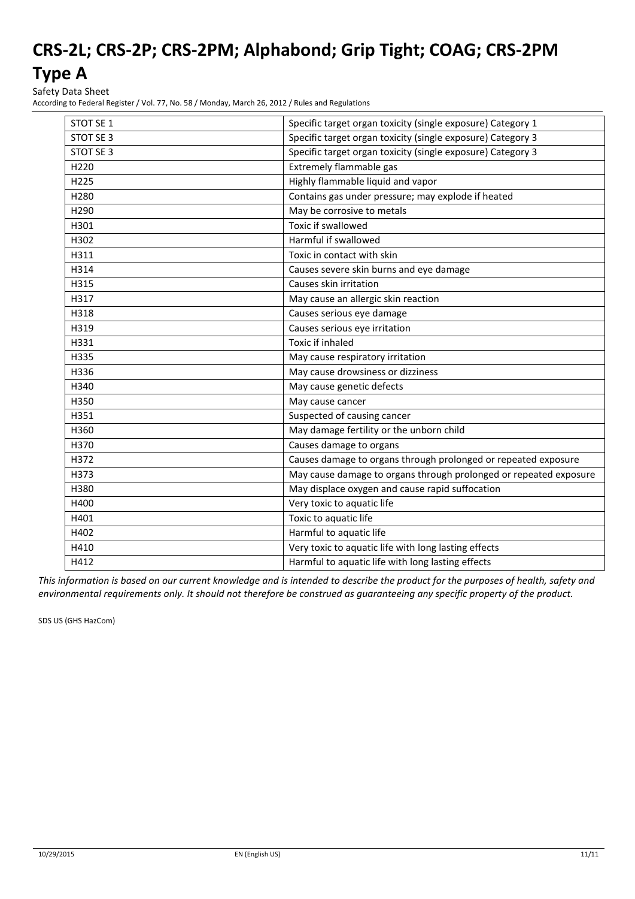| | |
|---|---|
| STOT SE 1 | Specific target organ toxicity (single exposure) Category 1 |
| STOT SE 3 | Specific target organ toxicity (single exposure) Category 3 |
| STOT SE 3 | Specific target organ toxicity (single exposure) Category 3 |
| H220 | Extremely flammable gas |
| H225 | Highly flammable liquid and vapor |
| H280 | Contains gas under pressure; may explode if heated |
| H290 | May be corrosive to metals |
| H301 | Toxic if swallowed |
| H302 | Harmful if swallowed |
| H311 | Toxic in contact with skin |
| H314 | Causes severe skin burns and eye damage |
| H315 | Causes skin irritation |
| H317 | May cause an allergic skin reaction |
| H318 | Causes serious eye damage |
| H319 | Causes serious eye irritation |
| H331 | Toxic if inhaled |
| H335 | May cause respiratory irritation |
| H336 | May cause drowsiness or dizziness |
| H340 | May cause genetic defects |
| H350 | May cause cancer |
| H351 | Suspected of causing cancer |
| H360 | May damage fertility or the unborn child |
| H370 | Causes damage to organs |
| H372 | Causes damage to organs through prolonged or repeated exposure |
| H373 | May cause damage to organs through prolonged or repeated exposure |
| H380 | May displace oxygen and cause rapid suffocation |
| H400 | Very toxic to aquatic life |
| H401 | Toxic to aquatic life |
| H402 | Harmful to aquatic life |
| H410 | Very toxic to aquatic life with long lasting effects |
| H412 | Harmful to aquatic life with long lasting effects |

*This information is based on our current knowledge and is intended to describe the product for the purposes of health, safety and environmental requirements only. It should not therefore be construed as guaranteeing any specific property of the product.*

SDS US (GHS HazCom)